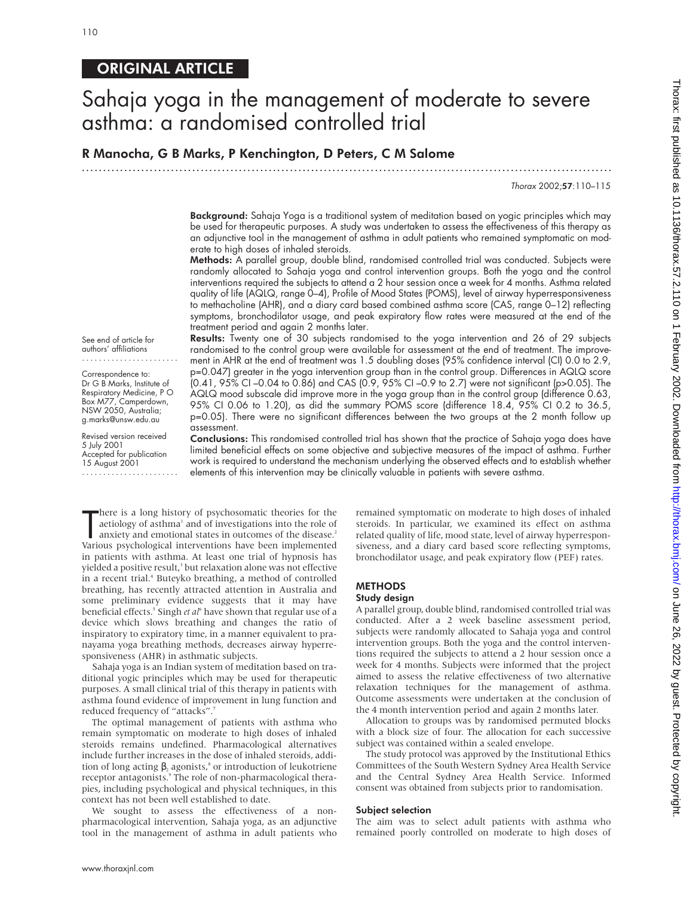ORIGINAL ARTICLE

# Sahaja yoga in the management of moderate to severe asthma: a randomised controlled trial

**R Manocha, G B Marks, P Kenchington, D Peters, C M Salome**

**Background:** Sahaja Yoga is a traditional system of meditation based on yogic principles which may be used for therapeutic purposes. A study was undertaken to assess the effectiveness of this therapy as an adjunctive tool in the management of asthma in adult patients who remained symptomatic on moderate to high doses of inhaled steroids.

**Methods:** A parallel group, double blind, randomised controlled trial was conducted. Subjects were randomly allocated to Sahaja yoga and control intervention groups. Both the yoga and the control interventions required the subjects to attend a 2 hour session once a week for 4 months. Asthma related quality of life (AQLQ, range 0–4), Profile of Mood States (POMS), level of airway hyperresponsiveness to methacholine (AHR), and a diary card based combined asthma score (CAS, range 0–12) reflecting symptoms, bronchodilator usage, and peak expiratory flow rates were measured at the end of the treatment period and again 2 months later.

**Results:** Twenty one of 30 subjects randomised to the yoga intervention and 26 of 29 subjects randomised to the control group were available for assessment at the end of treatment. The improvement in AHR at the end of treatment was 1.5 doubling doses (95% confidence interval (CI) 0.0 to 2.9, p=0.047) greater in the yoga intervention group than in the control group. Differences in AQLQ score (0.41, 95% CI –0.04 to 0.86) and CAS (0.9, 95% CI –0.9 to 2.7) were not significant (p>0.05). The AQLQ mood subscale did improve more in the yoga group than in the control group (difference 0.63, 95% CI 0.06 to 1.20), as did the summary POMS score (difference 18.4, 95% CI 0.2 to 36.5, p=0.05). There were no significant differences between the two groups at the 2 month follow up assessment.

**Conclusions:** This randomised controlled trial has shown that the practice of Sahaja yoga does have limited beneficial effects on some objective and subjective measures of the impact of asthma. Further work is required to understand the mechanism underlying the observed effects and to establish whether elements of this intervention may be clinically valuable in patients with severe asthma.

See end of article for authors' affiliations

Correspondence to: Dr G B Marks, Institute of Respiratory Medicine, P O Box M77, Camperdown, NSW 2050, Australia; g.marks@unsw.edu.au

Revised version received 5 July 2001
Accepted for publication 15 August 2001

There is a long history of psychosomatic theories for the aetiology of asthma[1] and of investigations into the role of anxiety and emotional states in outcomes of the disease.[2] Various psychological interventions have been implemented in patients with asthma. At least one trial of hypnosis has yielded a positive result,[3] but relaxation alone was not effective in a recent trial.[4] Buteyko breathing, a method of controlled breathing, has recently attracted attention in Australia and some preliminary evidence suggests that it may have beneficial effects.[5] Singh *et al*[6] have shown that regular use of a device which slows breathing and changes the ratio of inspiratory to expiratory time, in a manner equivalent to pranayama yoga breathing methods, decreases airway hyperresponsiveness (AHR) in asthmatic subjects.

Sahaja yoga is an Indian system of meditation based on traditional yogic principles which may be used for therapeutic purposes. A small clinical trial of this therapy in patients with asthma found evidence of improvement in lung function and reduced frequency of "attacks".[7]

The optimal management of patients with asthma who remain symptomatic on moderate to high doses of inhaled steroids remains undefined. Pharmacological alternatives include further increases in the dose of inhaled steroids, addition of long acting $\beta_2$ agonists,[8] or introduction of leukotriene receptor antagonists.[9] The role of non-pharmacological therapies, including psychological and physical techniques, in this context has not been well established to date.

We sought to assess the effectiveness of a non-pharmacological intervention, Sahaja yoga, as an adjunctive tool in the management of asthma in adult patients who remained symptomatic on moderate to high doses of inhaled steroids. In particular, we examined its effect on asthma related quality of life, mood state, level of airway hyperresponsiveness, and a diary card based score reflecting symptoms, bronchodilator usage, and peak expiratory flow (PEF) rates.

## METHODS

### Study design

A parallel group, double blind, randomised controlled trial was conducted. After a 2 week baseline assessment period, subjects were randomly allocated to Sahaja yoga and control intervention groups. Both the yoga and the control interventions required the subjects to attend a 2 hour session once a week for 4 months. Subjects were informed that the project aimed to assess the relative effectiveness of two alternative relaxation techniques for the management of asthma. Outcome assessments were undertaken at the conclusion of the 4 month intervention period and again 2 months later.

Allocation to groups was by randomised permuted blocks with a block size of four. The allocation for each successive subject was contained within a sealed envelope.

The study protocol was approved by the Institutional Ethics Committees of the South Western Sydney Area Health Service and the Central Sydney Area Health Service. Informed consent was obtained from subjects prior to randomisation.

### Subject selection

The aim was to select adult patients with asthma who remained poorly controlled on moderate to high doses of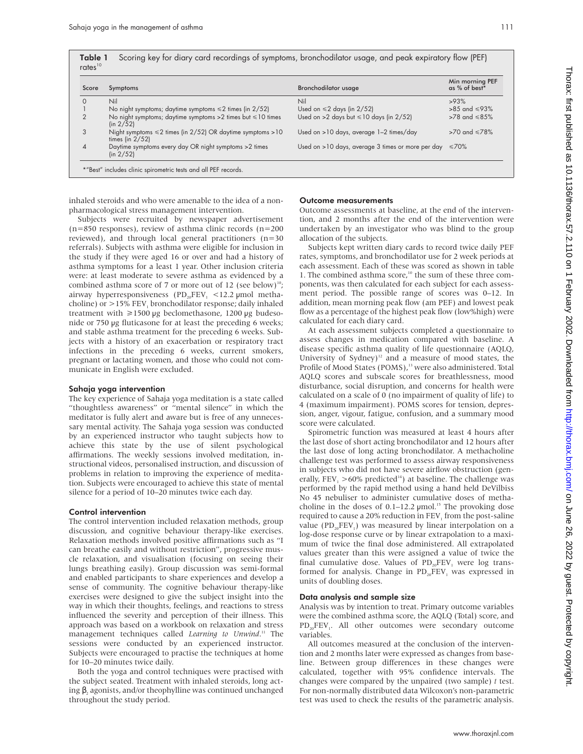**Table 1** Scoring key for diary card recordings of symptoms, bronchodilator usage, and peak expiratory flow (PEF) rates[10]

| Score | Symptoms | Bronchodilator usage | Min morning PEF as % of best* |
|---|---|---|---|
| 0 | Nil | Nil | >93% |
| 1 | No night symptoms; daytime symptoms ≤2 times (in 2/52) | Used on ≤2 days (in 2/52) | >85 and ≤93% |
| 2 | No night symptoms; daytime symptoms >2 times but ≤10 times (in 2/52) | Used on >2 days but ≤10 days (in 2/52) | >78 and ≤85% |
| 3 | Night symptoms ≤2 times (in 2/52) OR daytime symptoms >10 times (in 2/52) | Used on >10 days, average 1–2 times/day | >70 and ≤78% |
| 4 | Daytime symptoms every day OR night symptoms >2 times (in 2/52) | Used on >10 days, average 3 times or more per day | ≤70% |

*"Best" includes clinic spirometric tests and all PEF records.

inhaled steroids and who were amenable to the idea of a non-pharmacological stress management intervention.

Subjects were recruited by newspaper advertisement (n=850 responses), review of asthma clinic records (n=200 reviewed), and through local general practitioners (n=30 referrals). Subjects with asthma were eligible for inclusion in the study if they were aged 16 or over and had a history of asthma symptoms for a least 1 year. Other inclusion criteria were: at least moderate to severe asthma as evidenced by a combined asthma score of 7 or more out of 12 (see below)[10]; airway hyperresponsiveness ($PD_{20}FEV_1$ <12.2 µmol methacholine) or >15% $FEV_1$ bronchodilator response; daily inhaled treatment with ≥1500 µg beclomethasone, 1200 µg budesonide or 750 µg fluticasone for at least the preceding 6 weeks; and stable asthma treatment for the preceding 6 weeks. Subjects with a history of an exacerbation or respiratory tract infections in the preceding 6 weeks, current smokers, pregnant or lactating women, and those who could not communicate in English were excluded.

### Sahaja yoga intervention

The key experience of Sahaja yoga meditation is a state called "thoughtless awareness" or "mental silence" in which the meditator is fully alert and aware but is free of any unnecessary mental activity. The Sahaja yoga session was conducted by an experienced instructor who taught subjects how to achieve this state by the use of silent psychological affirmations. The weekly sessions involved meditation, instructional videos, personalised instruction, and discussion of problems in relation to improving the experience of meditation. Subjects were encouraged to achieve this state of mental silence for a period of 10–20 minutes twice each day.

### Control intervention

The control intervention included relaxation methods, group discussion, and cognitive behaviour therapy-like exercises. Relaxation methods involved positive affirmations such as "I can breathe easily and without restriction", progressive muscle relaxation, and visualisation (focusing on seeing their lungs breathing easily). Group discussion was semi-formal and enabled participants to share experiences and develop a sense of community. The cognitive behaviour therapy-like exercises were designed to give the subject insight into the way in which their thoughts, feelings, and reactions to stress influenced the severity and perception of their illness. This approach was based on a workbook on relaxation and stress management techniques called *Learning to Unwind*.[11] The sessions were conducted by an experienced instructor. Subjects were encouraged to practise the techniques at home for 10–20 minutes twice daily.

Both the yoga and control techniques were practised with the subject seated. Treatment with inhaled steroids, long acting $\beta_2$ agonists, and/or theophylline was continued unchanged throughout the study period.

### Outcome measurements

Outcome assessments at baseline, at the end of the intervention, and 2 months after the end of the intervention were undertaken by an investigator who was blind to the group allocation of the subjects.

Subjects kept written diary cards to record twice daily PEF rates, symptoms, and bronchodilator use for 2 week periods at each assessment. Each of these was scored as shown in table 1. The combined asthma score,[10] the sum of these three components, was then calculated for each subject for each assessment period. The possible range of scores was 0–12. In addition, mean morning peak flow (am PEF) and lowest peak flow as a percentage of the highest peak flow (low%high) were calculated for each diary card.

At each assessment subjects completed a questionnaire to assess changes in medication compared with baseline. A disease specific asthma quality of life questionnaire (AQLQ, University of Sydney)[12] and a measure of mood states, the Profile of Mood States (POMS),[13] were also administered. Total AQLQ scores and subscale scores for breathlessness, mood disturbance, social disruption, and concerns for health were calculated on a scale of 0 (no impairment of quality of life) to 4 (maximum impairment). POMS scores for tension, depression, anger, vigour, fatigue, confusion, and a summary mood score were calculated.

Spirometric function was measured at least 4 hours after the last dose of short acting bronchodilator and 12 hours after the last dose of long acting bronchodilator. A methacholine challenge test was performed to assess airway responsiveness in subjects who did not have severe airflow obstruction (generally, $FEV_1$ >60% predicted[14]) at baseline. The challenge was performed by the rapid method using a hand held DeVilbiss No 45 nebuliser to administer cumulative doses of methacholine in the doses of 0.1–12.2 µmol.[15] The provoking dose required to cause a 20% reduction in $FEV_1$ from the post-saline value ($PD_{20}FEV_1$) was measured by linear interpolation on a log-dose response curve or by linear extrapolation to a maximum of twice the final dose administered. All extrapolated values greater than this were assigned a value of twice the final cumulative dose. Values of $PD_{20}FEV_1$ were log transformed for analysis. Change in $PD_{20}FEV_1$ was expressed in units of doubling doses.

### Data analysis and sample size

Analysis was by intention to treat. Primary outcome variables were the combined asthma score, the AQLQ (Total) score, and $PD_{20}FEV_1$. All other outcomes were secondary outcome variables.

All outcomes measured at the conclusion of the intervention and 2 months later were expressed as changes from baseline. Between group differences in these changes were calculated, together with 95% confidence intervals. The changes were compared by the unpaired (two sample) *t* test. For non-normally distributed data Wilcoxon's non-parametric test was used to check the results of the parametric analysis.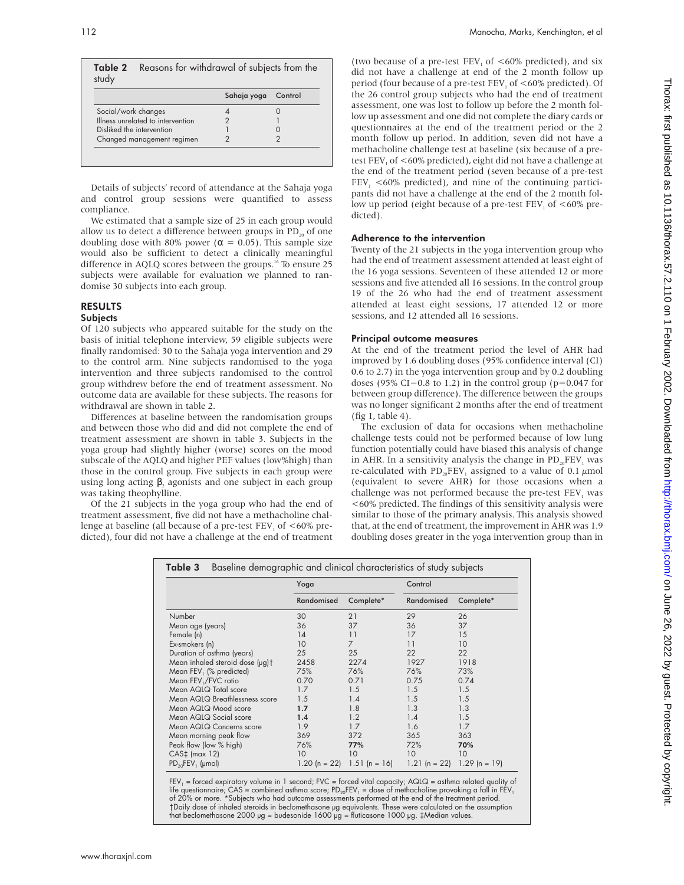**Table 2** Reasons for withdrawal of subjects from the study

| | Sahaja yoga | Control |
|---|---|---|
| Social/work changes | 4 | 0 |
| Illness unrelated to intervention | 2 | 1 |
| Disliked the intervention | 1 | 0 |
| Changed management regimen | 2 | 2 |

Details of subjects' record of attendance at the Sahaja yoga and control group sessions were quantified to assess compliance.

We estimated that a sample size of 25 in each group would allow us to detect a difference between groups in $PD_{20}$ of one doubling dose with 80% power ($\alpha = 0.05$). This sample size would also be sufficient to detect a clinically meaningful difference in AQLQ scores between the groups.[16] To ensure 25 subjects were available for evaluation we planned to randomise 30 subjects into each group.

## RESULTS

### Subjects

Of 120 subjects who appeared suitable for the study on the basis of initial telephone interview, 59 eligible subjects were finally randomised: 30 to the Sahaja yoga intervention and 29 to the control arm. Nine subjects randomised to the yoga intervention and three subjects randomised to the control group withdrew before the end of treatment assessment. No outcome data are available for these subjects. The reasons for withdrawal are shown in table 2.

Differences at baseline between the randomisation groups and between those who did and did not complete the end of treatment assessment are shown in table 3. Subjects in the yoga group had slightly higher (worse) scores on the mood subscale of the AQLQ and higher PEF values (low%high) than those in the control group. Five subjects in each group were using long acting $\beta_2$ agonists and one subject in each group was taking theophylline.

Of the 21 subjects in the yoga group who had the end of treatment assessment, five did not have a methacholine challenge at baseline (all because of a pre-test $FEV_1$ of <60% predicted), four did not have a challenge at the end of treatment (two because of a pre-test $FEV_1$ of <60% predicted), and six did not have a challenge at end of the 2 month follow up period (four because of a pre-test $FEV_1$ of <60% predicted). Of the 26 control group subjects who had the end of treatment assessment, one was lost to follow up before the 2 month follow up assessment and one did not complete the diary cards or questionnaires at the end of the treatment period or the 2 month follow up period. In addition, seven did not have a methacholine challenge test at baseline (six because of a pre-test $FEV_1$ of <60% predicted), eight did not have a challenge at the end of the treatment period (seven because of a pre-test $FEV_1$ <60% predicted), and nine of the continuing participants did not have a challenge at the end of the 2 month follow up period (eight because of a pre-test $FEV_1$ of <60% predicted).

### Adherence to the intervention

Twenty of the 21 subjects in the yoga intervention group who had the end of treatment assessment attended at least eight of the 16 yoga sessions. Seventeen of these attended 12 or more sessions and five attended all 16 sessions. In the control group 19 of the 26 who had the end of treatment assessment attended at least eight sessions, 17 attended 12 or more sessions, and 12 attended all 16 sessions.

### Principal outcome measures

At the end of the treatment period the level of AHR had improved by 1.6 doubling doses (95% confidence interval (CI) 0.6 to 2.7) in the yoga intervention group and by 0.2 doubling doses (95% CI −0.8 to 1.2) in the control group (p=0.047 for between group difference). The difference between the groups was no longer significant 2 months after the end of treatment (fig 1, table 4).

The exclusion of data for occasions when methacholine challenge tests could not be performed because of low lung function potentially could have biased this analysis of change in AHR. In a sensitivity analysis the change in $PD_{20}FEV_1$ was re-calculated with $PD_{20}FEV_1$ assigned to a value of 0.1 $\mu$mol (equivalent to severe AHR) for those occasions when a challenge was not performed because the pre-test $FEV_1$ was <60% predicted. The findings of this sensitivity analysis were similar to those of the primary analysis. This analysis showed that, at the end of treatment, the improvement in AHR was 1.9 doubling doses greater in the yoga intervention group than in

**Table 3** Baseline demographic and clinical characteristics of study subjects

| | Yoga | | Control | |
|---|---|---|---|---|
| | Randomised | Complete* | Randomised | Complete* |
| Number | 30 | 21 | 29 | 26 |
| Mean age (years) | 36 | 37 | 36 | 37 |
| Female (n) | 14 | 11 | 17 | 15 |
| Ex-smokers (n) | 10 | 7 | 11 | 10 |
| Duration of asthma (years) | 25 | 25 | 22 | 22 |
| Mean inhaled steroid dose (µg)† | 2458 | 2274 | 1927 | 1918 |
| Mean $FEV_1$ (% predicted) | 75% | 76% | 76% | 73% |
| Mean $FEV_1$/FVC ratio | 0.70 | 0.71 | 0.75 | 0.74 |
| Mean AQLQ Total score | 1.7 | 1.5 | 1.5 | 1.5 |
| Mean AQLQ Breathlessness score | 1.5 | 1.4 | 1.5 | 1.5 |
| Mean AQLQ Mood score | **1.7** | 1.8 | 1.3 | 1.3 |
| Mean AQLQ Social score | **1.4** | 1.2 | 1.4 | 1.5 |
| Mean AQLQ Concerns score | 1.9 | 1.7 | 1.6 | 1.7 |
| Mean morning peak flow | 369 | 372 | 365 | 363 |
| Peak flow (low % high) | 76% | **77%** | 72% | **70%** |
| CAS‡ (max 12) | 10 | 10 | 10 | 10 |
| $PD_{20}FEV_1$ (µmol) | 1.20 (n = 22) | 1.51 (n = 16) | 1.21 (n = 22) | 1.29 (n = 19) |

$FEV_1$ = forced expiratory volume in 1 second; FVC = forced vital capacity; AQLQ = asthma related quality of life questionnaire; CAS = combined asthma score; $PD_{20}FEV_1$ = dose of methacholine provoking a fall in $FEV_1$ of 20% or more. *Subjects who had outcome assessments performed at the end of the treatment period.
†Daily dose of inhaled steroids in beclomethasone µg equivalents. These were calculated on the assumption that beclomethasone 2000 µg = budesonide 1600 µg = fluticasone 1000 µg. ‡Median values.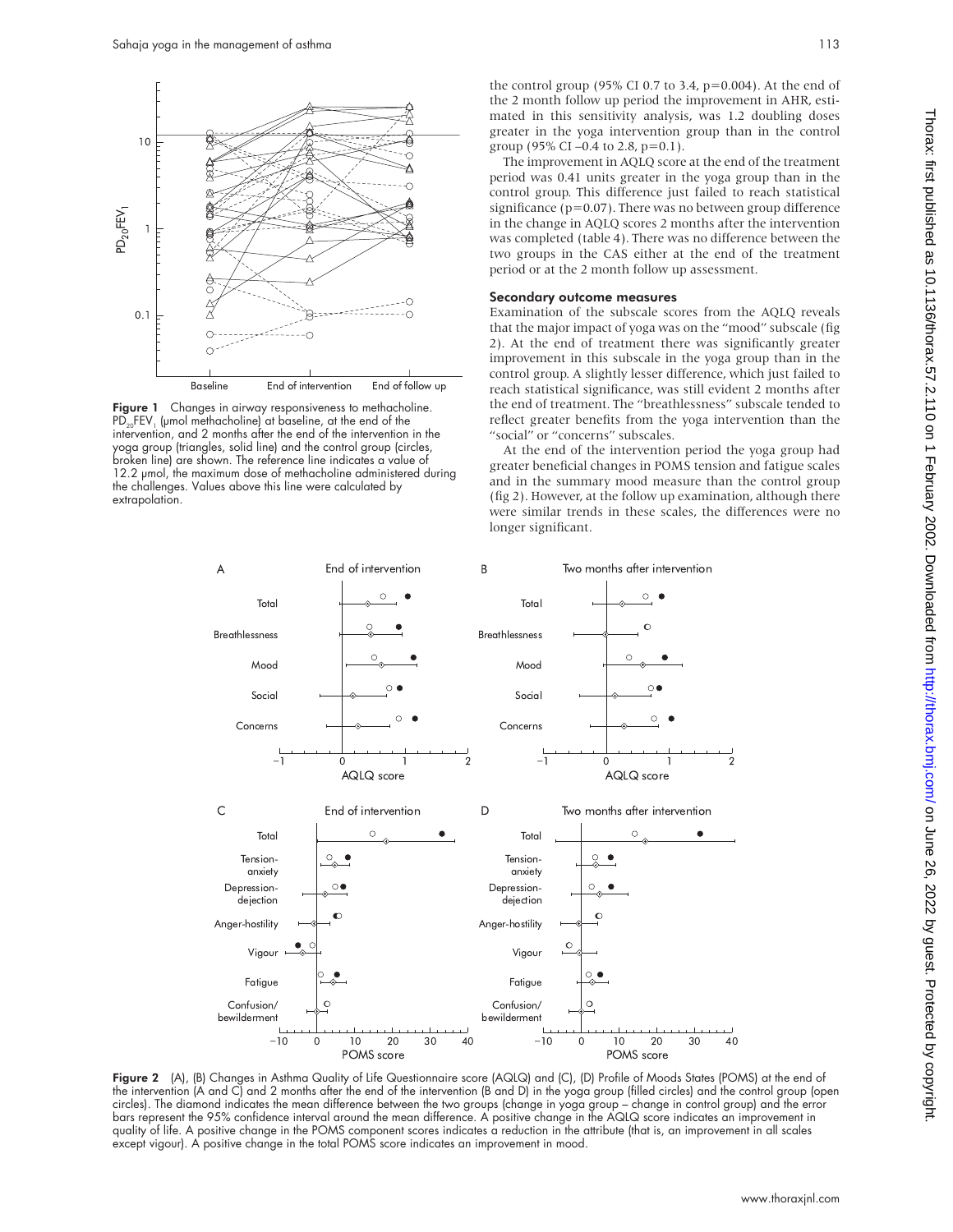Figure 1 Changes in airway responsiveness to methacholine. $PD_{20}FEV_1$ (μmol methacholine) at baseline, at the end of the intervention, and 2 months after the end of the intervention in the yoga group (triangles, solid line) and the control group (circles, broken line) are shown. The reference line indicates a value of 12.2 μmol, the maximum dose of methacholine administered during the challenges. Values above this line were calculated by extrapolation.

the control group (95% CI 0.7 to 3.4, p=0.004). At the end of the 2 month follow up period the improvement in AHR, estimated in this sensitivity analysis, was 1.2 doubling doses greater in the yoga intervention group than in the control group (95% CI –0.4 to 2.8, p=0.1).

The improvement in AQLQ score at the end of the treatment period was 0.41 units greater in the yoga group than in the control group. This difference just failed to reach statistical significance (p=0.07). There was no between group difference in the change in AQLQ scores 2 months after the intervention was completed (table 4). There was no difference between the two groups in the CAS either at the end of the treatment period or at the 2 month follow up assessment.

### Secondary outcome measures

Examination of the subscale scores from the AQLQ reveals that the major impact of yoga was on the "mood" subscale (fig 2). At the end of treatment there was significantly greater improvement in this subscale in the yoga group than in the control group. A slightly lesser difference, which just failed to reach statistical significance, was still evident 2 months after the end of treatment. The "breathlessness" subscale tended to reflect greater benefits from the yoga intervention than the "social" or "concerns" subscales.

At the end of the intervention period the yoga group had greater beneficial changes in POMS tension and fatigue scales and in the summary mood measure than the control group (fig 2). However, at the follow up examination, although there were similar trends in these scales, the differences were no longer significant.

Figure 2 (A), (B) Changes in Asthma Quality of Life Questionnaire score (AQLQ) and (C), (D) Profile of Moods States (POMS) at the end of the intervention (A and C) and 2 months after the end of the intervention (B and D) in the yoga group (filled circles) and the control group (open circles). The diamond indicates the mean difference between the two groups (change in yoga group – change in control group) and the error bars represent the 95% confidence interval around the mean difference. A positive change in the AQLQ score indicates an improvement in quality of life. A positive change in the POMS component scores indicates a reduction in the attribute (that is, an improvement in all scales except vigour). A positive change in the total POMS score indicates an improvement in mood.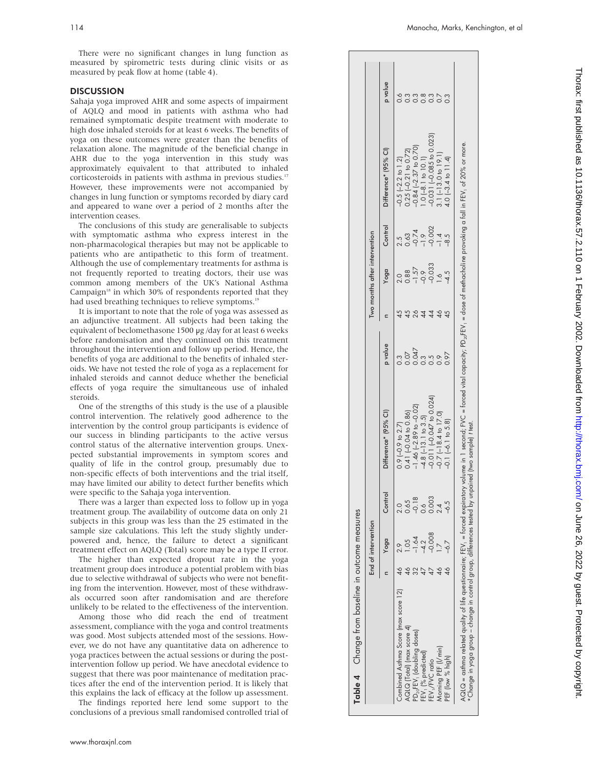There were no significant changes in lung function as measured by spirometric tests during clinic visits or as measured by peak flow at home (table 4).

## DISCUSSION

Sahaja yoga improved AHR and some aspects of impairment of AQLQ and mood in patients with asthma who had remained symptomatic despite treatment with moderate to high dose inhaled steroids for at least 6 weeks. The benefits of yoga on these outcomes were greater than the benefits of relaxation alone. The magnitude of the beneficial change in AHR due to the yoga intervention in this study was approximately equivalent to that attributed to inhaled corticosteroids in patients with asthma in previous studies.[17] However, these improvements were not accompanied by changes in lung function or symptoms recorded by diary card and appeared to wane over a period of 2 months after the intervention ceases.

The conclusions of this study are generalisable to subjects with symptomatic asthma who express interest in the non-pharmacological therapies but may not be applicable to patients who are antipathetic to this form of treatment. Although the use of complementary treatments for asthma is not frequently reported to treating doctors, their use was common among members of the UK's National Asthma Campaign[18] in which 30% of respondents reported that they had used breathing techniques to relieve symptoms.[19]

It is important to note that the role of yoga was assessed as an adjunctive treatment. All subjects had been taking the equivalent of beclomethasone 1500 µg/day for at least 6 weeks before randomisation and they continued on this treatment throughout the intervention and follow up period. Hence, the benefits of yoga are additional to the benefits of inhaled steroids. We have not tested the role of yoga as a replacement for inhaled steroids and cannot deduce whether the beneficial effects of yoga require the simultaneous use of inhaled steroids.

One of the strengths of this study is the use of a plausible control intervention. The relatively good adherence to the intervention by the control group participants is evidence of our success in blinding participants to the active versus control status of the alternative intervention groups. Unexpected substantial improvements in symptom scores and quality of life in the control group, presumably due to non-specific effects of both interventions and the trial itself, may have limited our ability to detect further benefits which were specific to the Sahaja yoga intervention.

There was a larger than expected loss to follow up in yoga treatment group. The availability of outcome data on only 21 subjects in this group was less than the 25 estimated in the sample size calculations. This left the study slightly underpowered and, hence, the failure to detect a significant treatment effect on AQLQ (Total) score may be a type II error.

The higher than expected dropout rate in the yoga treatment group does introduce a potential problem with bias due to selective withdrawal of subjects who were not benefiting from the intervention. However, most of these withdrawals occurred soon after randomisation and are therefore unlikely to be related to the effectiveness of the intervention.

Among those who did reach the end of treatment assessment, compliance with the yoga and control treatments was good. Most subjects attended most of the sessions. However, we do not have any quantitative data on adherence to yoga practices between the actual sessions or during the post-intervention follow up period. We have anecdotal evidence to suggest that there was poor maintenance of meditation practices after the end of the intervention period. It is likely that this explains the lack of efficacy at the follow up assessment.

The findings reported here lend some support to the conclusions of a previous small randomised controlled trial of

**Table 4** Change from baseline in outcome measures

| | End of intervention | | | | | Two months after intervention | | | | |
|---|---|---|---|---|---|---|---|---|---|---|
| | n | Yoga | Control | Difference* (95% CI) | p value | n | Yoga | Control | Difference* (95% CI) | p value |
| Combined Asthma Score (max score 12) | 46 | 2.9 | 2.0 | 0.9 (–0.9 to 2.7) | 0.3 | 45 | 2.0 | 2.5 | –0.5 (–2.2 to 1.2) | 0.6 |
| AQLQ (Total) (max score 4) | 46 | 1.05 | 0.65 | 0.41 (–0.04 to 0.86) | 0.07 | 45 | 0.88 | 0.63 | 0.25 (–0.21 to 0.72) | 0.3 |
| $PD_{20}FEV_1$ (doubling doses) | 32 | –1.64 | –0.18 | –1.46 (–2.89 to –0.02) | 0.047 | 26 | –1.57 | –0.74 | –0.84 (–2.37 to 0.70) | 0.3 |
| $FEV_1$ (% predicted) | 47 | –4.2 | 0.6 | –4.8 (–13.1 to 3.5) | 0.3 | 44 | –0.9 | –1.9 | 1.0 (–8.1 to 10.1) | 0.8 |
| $FEV_1$/FVC ratio | 47 | –0.008 | 0.003 | –0.011 (–0.047 to 0.024) | 0.5 | 44 | –0.033 | –0.002 | –0.031 (–0.085 to 0.023) | 0.3 |
| Morning PEF (l/min) | 46 | 1.7 | 2.4 | –0.7 (–18.4 to 17.0) | 0.9 | 46 | 1.6 | –1.4 | 3.1 (–13.0 to 19.1) | 0.7 |
| PEF (low % high) | 46 | –6.7 | –6.5 | –0.1 (–6.1 to 5.8) | 0.97 | 45 | –4.5 | –8.5 | 4.0 (–3.4 to 11.4) | 0.3 |

AQLQ = asthma related quality of life questionnaire; $FEV_1$ = forced expiratory volume in 1 second; FVC = forced vital capacity; $PD_{20}FEV_1$ = dose of methacholine provoking a fall in $FEV_1$ of 20% or more.
*Change in yoga group – change in control group, differences tested by unpaired (two sample) t test.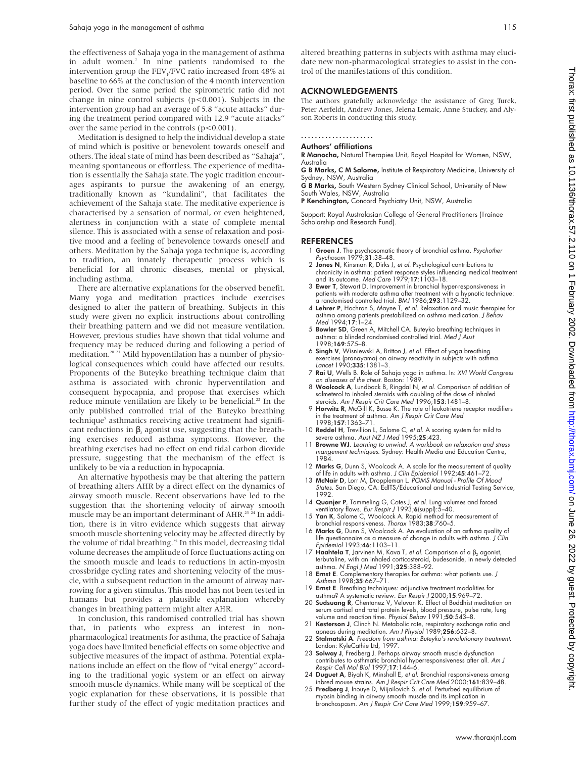the effectiveness of Sahaja yoga in the management of asthma in adult women.[7] In nine patients randomised to the intervention group the $FEV_1/FVC$ ratio increased from 48% at baseline to 66% at the conclusion of the 4 month intervention period. Over the same period the spirometric ratio did not change in nine control subjects ($p<0.001$). Subjects in the intervention group had an average of 5.8 "acute attacks" during the treatment period compared with 12.9 "acute attacks" over the same period in the controls ($p<0.001$).

Meditation is designed to help the individual develop a state of mind which is positive or benevolent towards oneself and others. The ideal state of mind has been described as "Sahaja", meaning spontaneous or effortless. The experience of meditation is essentially the Sahaja state. The yogic tradition encourages aspirants to pursue the awakening of an energy, traditionally known as "kundalini", that facilitates the achievement of the Sahaja state. The meditative experience is characterised by a sensation of normal, or even heightened, alertness in conjunction with a state of complete mental silence. This is associated with a sense of relaxation and positive mood and a feeling of benevolence towards oneself and others. Meditation by the Sahaja yoga technique is, according to tradition, an innately therapeutic process which is beneficial for all chronic diseases, mental or physical, including asthma.

There are alternative explanations for the observed benefit. Many yoga and meditation practices include exercises designed to alter the pattern of breathing. Subjects in this study were given no explicit instructions about controlling their breathing pattern and we did not measure ventilation. However, previous studies have shown that tidal volume and frequency may be reduced during and following a period of meditation.[20 21] Mild hypoventilation has a number of physiological consequences which could have affected our results. Proponents of the Buteyko breathing technique claim that asthma is associated with chronic hyperventilation and consequent hypocapnia, and propose that exercises which reduce minute ventilation are likely to be beneficial.[22] In the only published controlled trial of the Buteyko breathing technique[5] asthmatics receiving active treatment had significant reductions in $\beta_2$ agonist use, suggesting that the breathing exercises reduced asthma symptoms. However, the breathing exercises had no effect on end tidal carbon dioxide pressure, suggesting that the mechanism of the effect is unlikely to be via a reduction in hypocapnia.

An alternative hypothesis may be that altering the pattern of breathing alters AHR by a direct effect on the dynamics of airway smooth muscle. Recent observations have led to the suggestion that the shortening velocity of airway smooth muscle may be an important determinant of AHR.[23 24] In addition, there is in vitro evidence which suggests that airway smooth muscle shortening velocity may be affected directly by the volume of tidal breathing.[25] In this model, decreasing tidal volume decreases the amplitude of force fluctuations acting on the smooth muscle and leads to reductions in actin-myosin crossbridge cycling rates and shortening velocity of the muscle, with a subsequent reduction in the amount of airway narrowing for a given stimulus. This model has not been tested in humans but provides a plausible explanation whereby changes in breathing pattern might alter AHR.

In conclusion, this randomised controlled trial has shown that, in patients who express an interest in non-pharmacological treatments for asthma, the practice of Sahaja yoga does have limited beneficial effects on some objective and subjective measures of the impact of asthma. Potential explanations include an effect on the flow of "vital energy" according to the traditional yogic system or an effect on airway smooth muscle dynamics. While many will be sceptical of the yogic explanation for these observations, it is possible that further study of the effect of yogic meditation practices and altered breathing patterns in subjects with asthma may elucidate new non-pharmacological strategies to assist in the control of the manifestations of this condition.

## ACKNOWLEDGEMENTS

The authors gratefully acknowledge the assistance of Greg Turek, Peter Aerfeldt, Andrew Jones, Jelena Lemaic, Anne Stuckey, and Alyson Roberts in conducting this study.

### Authors' affiliations

**R Manocha,** Natural Therapies Unit, Royal Hospital for Women, NSW, Australia

**G B Marks, C M Salome,** Institute of Respiratory Medicine, University of Sydney, NSW, Australia

**G B Marks,** South Western Sydney Clinical School, University of New South Wales, NSW, Australia

**P Kenchington,** Concord Psychiatry Unit, NSW, Australia

Support: Royal Australasian College of General Practitioners (Trainee Scholarship and Research Fund).

## REFERENCES

1. **Groen J**. The psychosomatic theory of bronchial asthma. *Psychother Psychosom* 1979;**31**:38–48.
2. **Jones N**, Kinsman R, Dirks J, *et al*. Psychological contributions to chronicity in asthma: patient response styles influencing medical treatment and its outcome. *Med Care* 1979;**17**:1103–18.
3. **Ewer T**, Stewart D. Improvement in bronchial hyper-responsiveness in patients with moderate asthma after treatment with a hypnotic technique: a randomised controlled trial. *BMJ* 1986;**293**:1129–32.
4. **Lehrer P**, Hochron S, Mayne T, *et al*. Relaxation and music therapies for asthma among patients prestabilized on asthma medication. *J Behav Med* 1994;**17**:1–24.
5. **Bowler SD**, Green A, Mitchell CA. Buteyko breathing techniques in asthma: a blinded randomised controlled trial. *Med J Aust* 1998;**169**:575–8.
6. **Singh V**, Wisniewski A, Britton J, *et al*. Effect of yoga breathing exercises (pranayama) on airway reactivity in subjects with asthma. *Lancet* 1990;**335**:1381–3.
7. **Rai U**, Wells B. Role of Sahaja yoga in asthma. In: *XVI World Congress on diseases of the chest*. Boston: 1989.
8. **Woolcock A**, Lundback B, Ringdal N, *et al*. Comparison of addition of salmeterol to inhaled steroids with doubling of the dose of inhaled steroids. *Am J Respir Crit Care Med* 1996;**153**:1481–8.
9. **Horwitz R**, McGill K, Busse K. The role of leukotriene receptor modifiers in the treatment of asthma. *Am J Respir Crit Care Med* 1998;**157**:1363–71.
10. **Reddel H**, Trevillion L, Salome C, *et al*. A scoring system for mild to severe asthma. *Aust NZ J Med* 1995;**25**:423.
11. **Browne WJ**. *Learning to unwind. A workbook on relaxation and stress mangement techniques.* Sydney: Health Media and Education Centre, 1984.
12. **Marks G**, Dunn S, Woolcock A. A scale for the measurement of quality of life in adults with asthma. *J Clin Epidemiol* 1992;**45**:461–72.
13. **McNair D**, Lorr M, Droppleman L. *POMS Manual - Profile Of Mood States*. San Diego, CA: EdITS/Educational and Industrial Testing Service, 1992.
14. **Quanjer P**, Tammeling G, Cotes J, *et al*. Lung volumes and forced ventilatory flows. *Eur Respir J* 1993;**6**(suppl):5–40.
15. **Yan K**, Salome C, Woolcock A. Rapid method for measurement of bronchial responsiveness. *Thorax* 1983;**38**:760–5.
16. **Marks G**, Dunn S, Woolcock A. An evaluation of an asthma quality of life questionnaire as a measure of change in adults with asthma. *J Clin Epidemiol* 1993;**46**:1103–11.
17. **Haahtela T**, Jarvinen M, Kava T, *et al*. Comparison of a $\beta_2$ agonist, terbutaline, with an inhaled corticosteroid, budesonide, in newly detected asthma. *N Engl J Med* 1991;**325**:388–92.
18. **Ernst E**. Complementary therapies for asthma: what patients use. *J Asthma* 1998;**35**:667–71.
19. **Ernst E**. Breathing techniques: adjunctive treatment modalities for asthma? A systematic review. *Eur Respir J* 2000;**15**:969–72.
20. **Sudsuang R**, Chentanez V, Veluvan K. Effect of Buddhist meditation on serum cortisol and total protein levels, blood pressure, pulse rate, lung volume and reaction time. *Physiol Behav* 1991;**50**:543–8.
21. **Kesterson J**, Clinch N. Metabolic rate, respiratory exchange ratio and apneas during meditation. *Am J Physiol* 1989;**256**:632–8.
22. **Stalmatski A**. *Freedom from asthma: Buteyko's revolutionary treatment.* London: KyleCathie Ltd, 1997.
23. **Solway J**, Fredberg J. Perhaps airway smooth muscle dysfunction contributes to asthmatic bronchial hyperresponsiveness after all. *Am J Respir Cell Mol Biol* 1997;**17**:144–6.
24. **Duguet A**, Biyah K, Minshall E, *et al*. Bronchial responsiveness among inbred mouse strains. *Am J Respir Crit Care Med* 2000;**161**:839–48.
25. **Fredberg J**, Inouye D, Mijailovich S, *et al*. Perturbed equilibrium of myosin binding in airway smooth muscle and its implication in bronchospasm. *Am J Respir Crit Care Med* 1999;**159**:959–67.